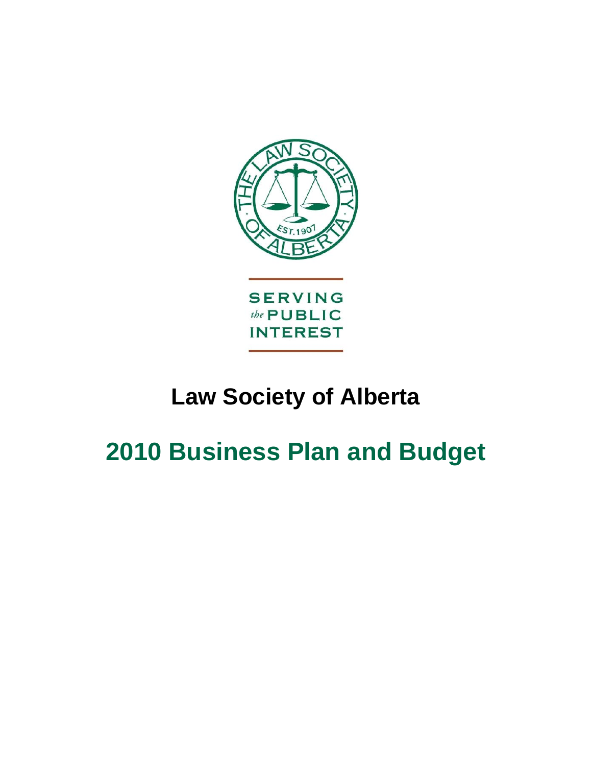SERVING *the* PUBLIC INTEREST

# Law Society of Alberta

# 2010 Business Plan and Budget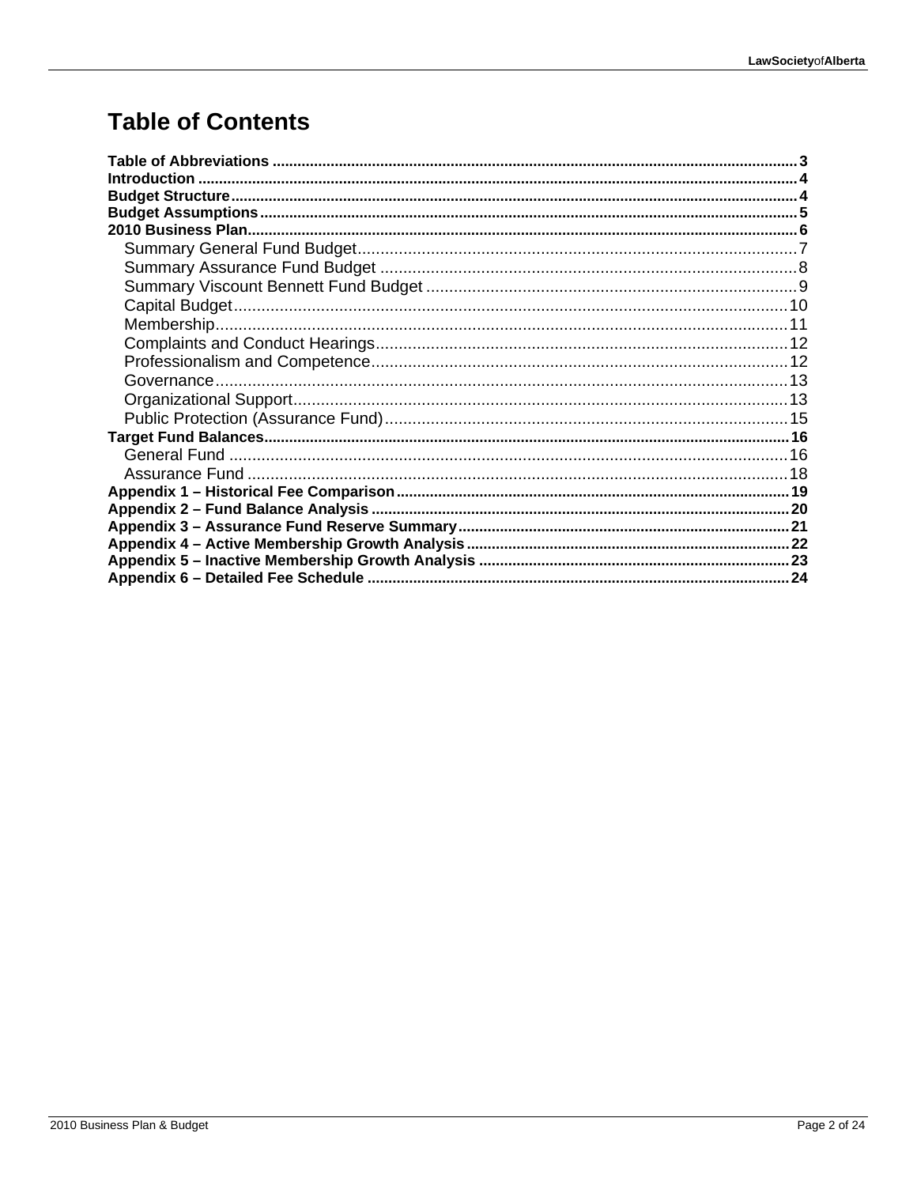# Table of Contents

**Table of Abbreviations** ..... 3
**Introduction** ..... 4
**Budget Structure** ..... 4
**Budget Assumptions** ..... 5
**2010 Business Plan** ..... 6
- Summary General Fund Budget ..... 7
- Summary Assurance Fund Budget ..... 8
- Summary Viscount Bennett Fund Budget ..... 9
- Capital Budget ..... 10
- Membership ..... 11
- Complaints and Conduct Hearings ..... 12
- Professionalism and Competence ..... 12
- Governance ..... 13
- Organizational Support ..... 13
- Public Protection (Assurance Fund) ..... 15

**Target Fund Balances** ..... 16
- General Fund ..... 16
- Assurance Fund ..... 18

**Appendix 1 – Historical Fee Comparison** ..... 19
**Appendix 2 – Fund Balance Analysis** ..... 20
**Appendix 3 – Assurance Fund Reserve Summary** ..... 21
**Appendix 4 – Active Membership Growth Analysis** ..... 22
**Appendix 5 – Inactive Membership Growth Analysis** ..... 23
**Appendix 6 – Detailed Fee Schedule** ..... 24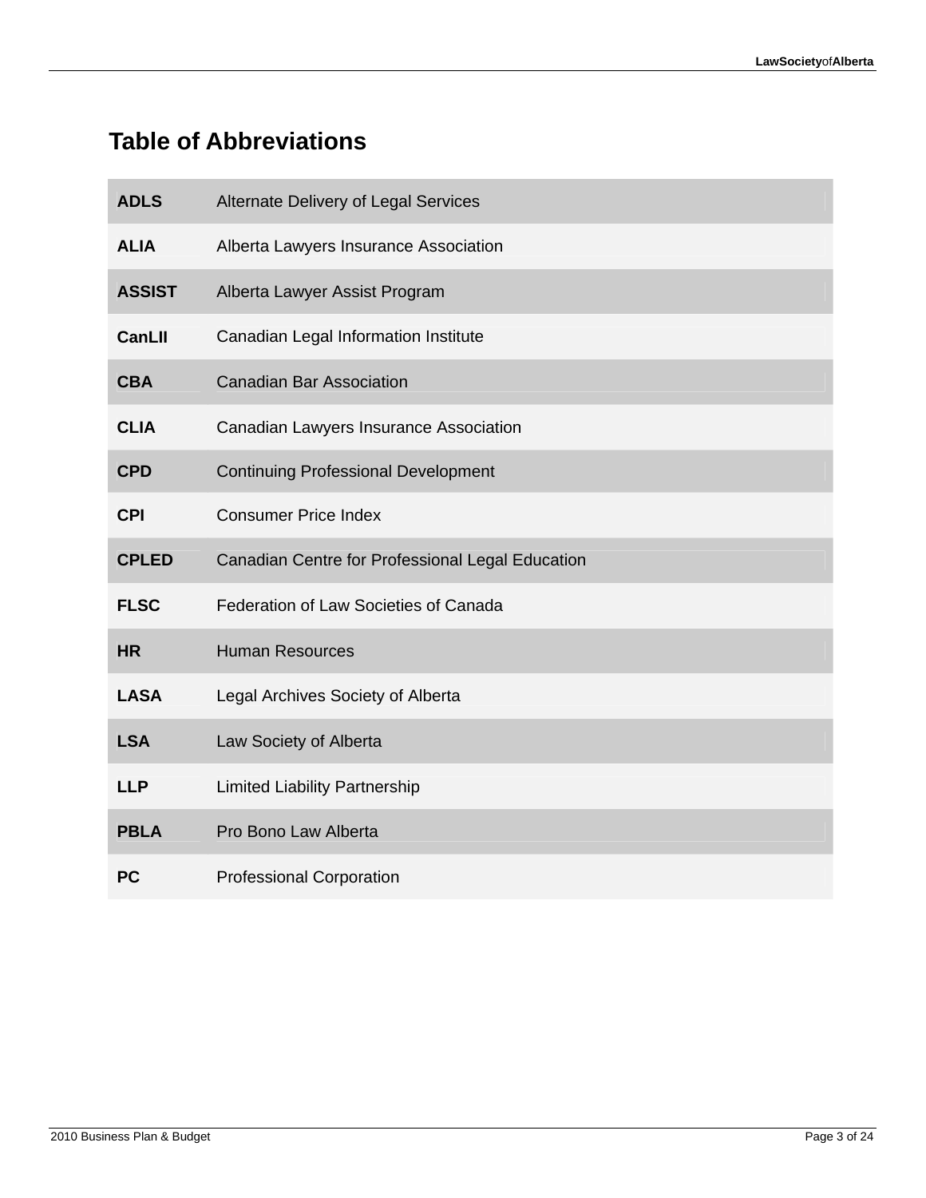## Table of Abbreviations

| | |
|---|---|
| **ADLS** | Alternate Delivery of Legal Services |
| **ALIA** | Alberta Lawyers Insurance Association |
| **ASSIST** | Alberta Lawyer Assist Program |
| **CanLII** | Canadian Legal Information Institute |
| **CBA** | Canadian Bar Association |
| **CLIA** | Canadian Lawyers Insurance Association |
| **CPD** | Continuing Professional Development |
| **CPI** | Consumer Price Index |
| **CPLED** | Canadian Centre for Professional Legal Education |
| **FLSC** | Federation of Law Societies of Canada |
| **HR** | Human Resources |
| **LASA** | Legal Archives Society of Alberta |
| **LSA** | Law Society of Alberta |
| **LLP** | Limited Liability Partnership |
| **PBLA** | Pro Bono Law Alberta |
| **PC** | Professional Corporation |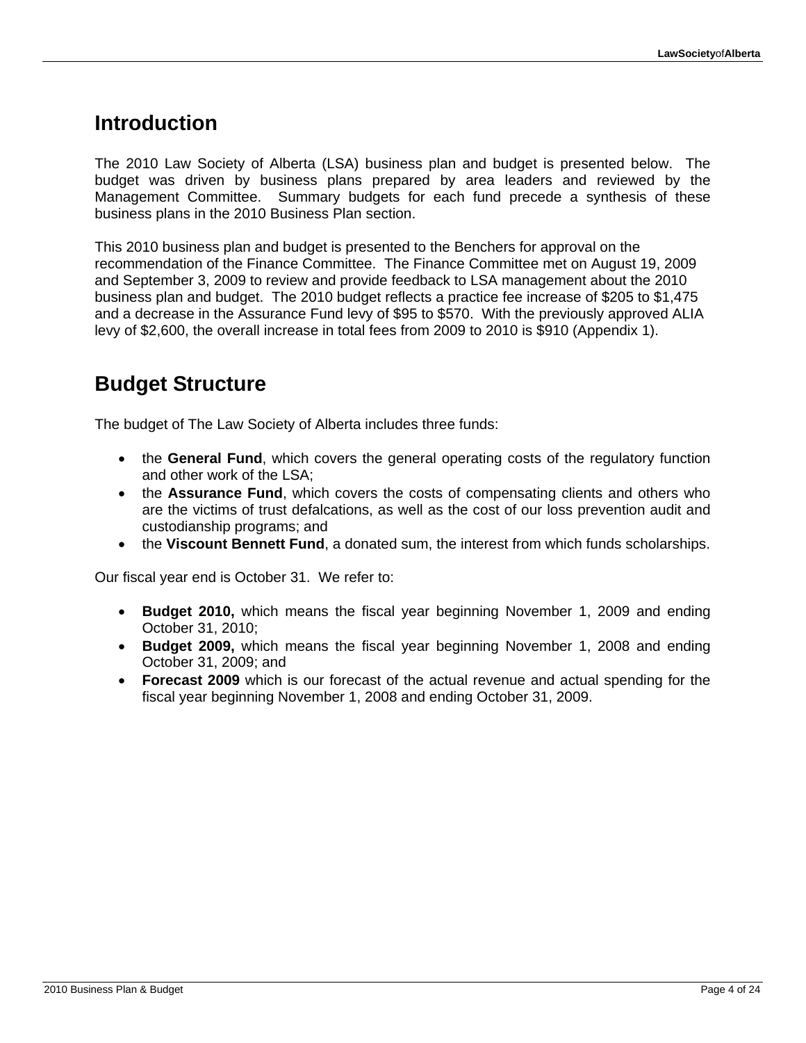## Introduction

The 2010 Law Society of Alberta (LSA) business plan and budget is presented below. The budget was driven by business plans prepared by area leaders and reviewed by the Management Committee. Summary budgets for each fund precede a synthesis of these business plans in the 2010 Business Plan section.

This 2010 business plan and budget is presented to the Benchers for approval on the recommendation of the Finance Committee. The Finance Committee met on August 19, 2009 and September 3, 2009 to review and provide feedback to LSA management about the 2010 business plan and budget. The 2010 budget reflects a practice fee increase of $205 to $1,475 and a decrease in the Assurance Fund levy of $95 to $570. With the previously approved ALIA levy of $2,600, the overall increase in total fees from 2009 to 2010 is $910 (Appendix 1).

## Budget Structure

The budget of The Law Society of Alberta includes three funds:

- the **General Fund**, which covers the general operating costs of the regulatory function and other work of the LSA;
- the **Assurance Fund**, which covers the costs of compensating clients and others who are the victims of trust defalcations, as well as the cost of our loss prevention audit and custodianship programs; and
- the **Viscount Bennett Fund**, a donated sum, the interest from which funds scholarships.

Our fiscal year end is October 31. We refer to:

- **Budget 2010,** which means the fiscal year beginning November 1, 2009 and ending October 31, 2010;
- **Budget 2009,** which means the fiscal year beginning November 1, 2008 and ending October 31, 2009; and
- **Forecast 2009** which is our forecast of the actual revenue and actual spending for the fiscal year beginning November 1, 2008 and ending October 31, 2009.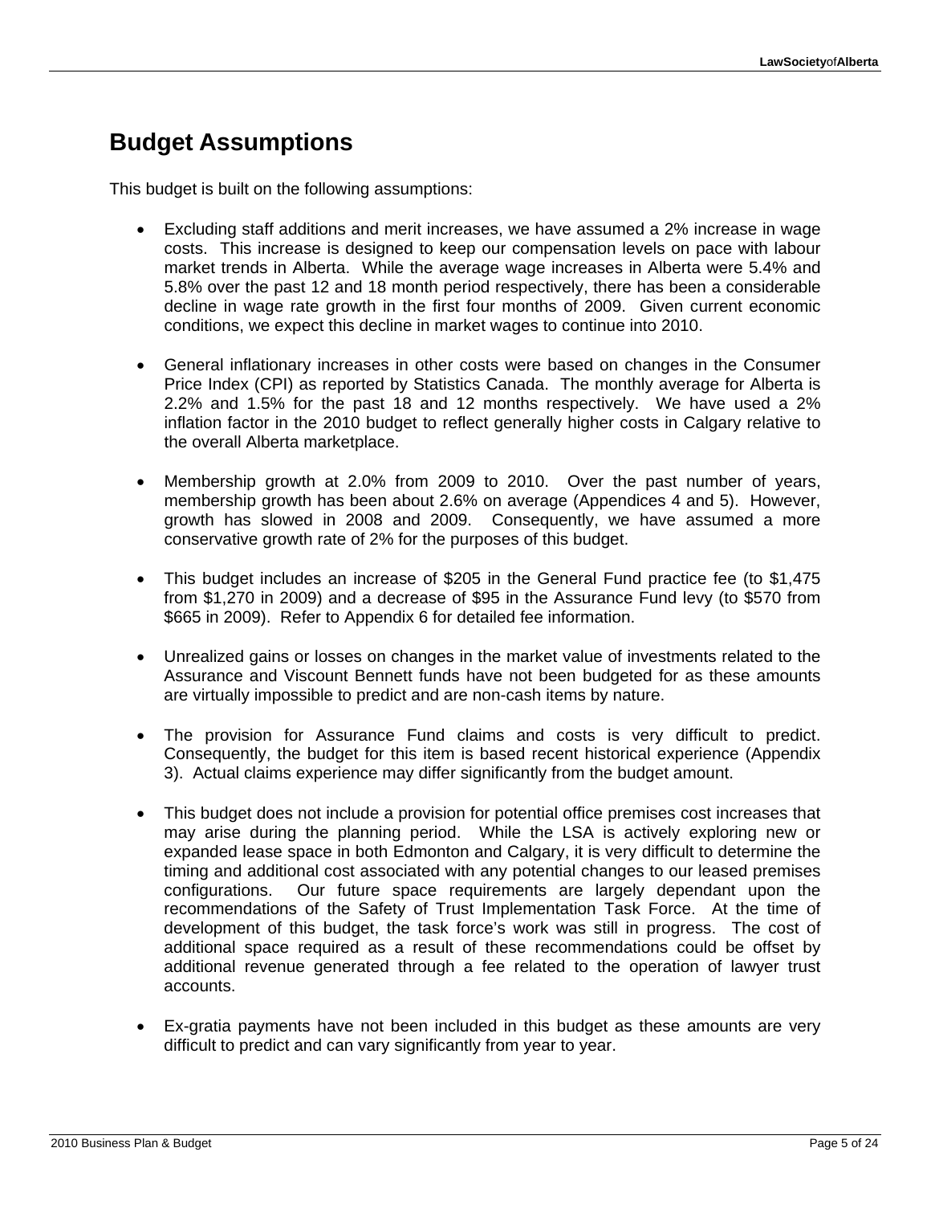# Budget Assumptions

This budget is built on the following assumptions:

- Excluding staff additions and merit increases, we have assumed a 2% increase in wage costs. This increase is designed to keep our compensation levels on pace with labour market trends in Alberta. While the average wage increases in Alberta were 5.4% and 5.8% over the past 12 and 18 month period respectively, there has been a considerable decline in wage rate growth in the first four months of 2009. Given current economic conditions, we expect this decline in market wages to continue into 2010.

- General inflationary increases in other costs were based on changes in the Consumer Price Index (CPI) as reported by Statistics Canada. The monthly average for Alberta is 2.2% and 1.5% for the past 18 and 12 months respectively. We have used a 2% inflation factor in the 2010 budget to reflect generally higher costs in Calgary relative to the overall Alberta marketplace.

- Membership growth at 2.0% from 2009 to 2010. Over the past number of years, membership growth has been about 2.6% on average (Appendices 4 and 5). However, growth has slowed in 2008 and 2009. Consequently, we have assumed a more conservative growth rate of 2% for the purposes of this budget.

- This budget includes an increase of $205 in the General Fund practice fee (to $1,475 from $1,270 in 2009) and a decrease of $95 in the Assurance Fund levy (to $570 from $665 in 2009). Refer to Appendix 6 for detailed fee information.

- Unrealized gains or losses on changes in the market value of investments related to the Assurance and Viscount Bennett funds have not been budgeted for as these amounts are virtually impossible to predict and are non-cash items by nature.

- The provision for Assurance Fund claims and costs is very difficult to predict. Consequently, the budget for this item is based recent historical experience (Appendix 3). Actual claims experience may differ significantly from the budget amount.

- This budget does not include a provision for potential office premises cost increases that may arise during the planning period. While the LSA is actively exploring new or expanded lease space in both Edmonton and Calgary, it is very difficult to determine the timing and additional cost associated with any potential changes to our leased premises configurations. Our future space requirements are largely dependant upon the recommendations of the Safety of Trust Implementation Task Force. At the time of development of this budget, the task force's work was still in progress. The cost of additional space required as a result of these recommendations could be offset by additional revenue generated through a fee related to the operation of lawyer trust accounts.

- Ex-gratia payments have not been included in this budget as these amounts are very difficult to predict and can vary significantly from year to year.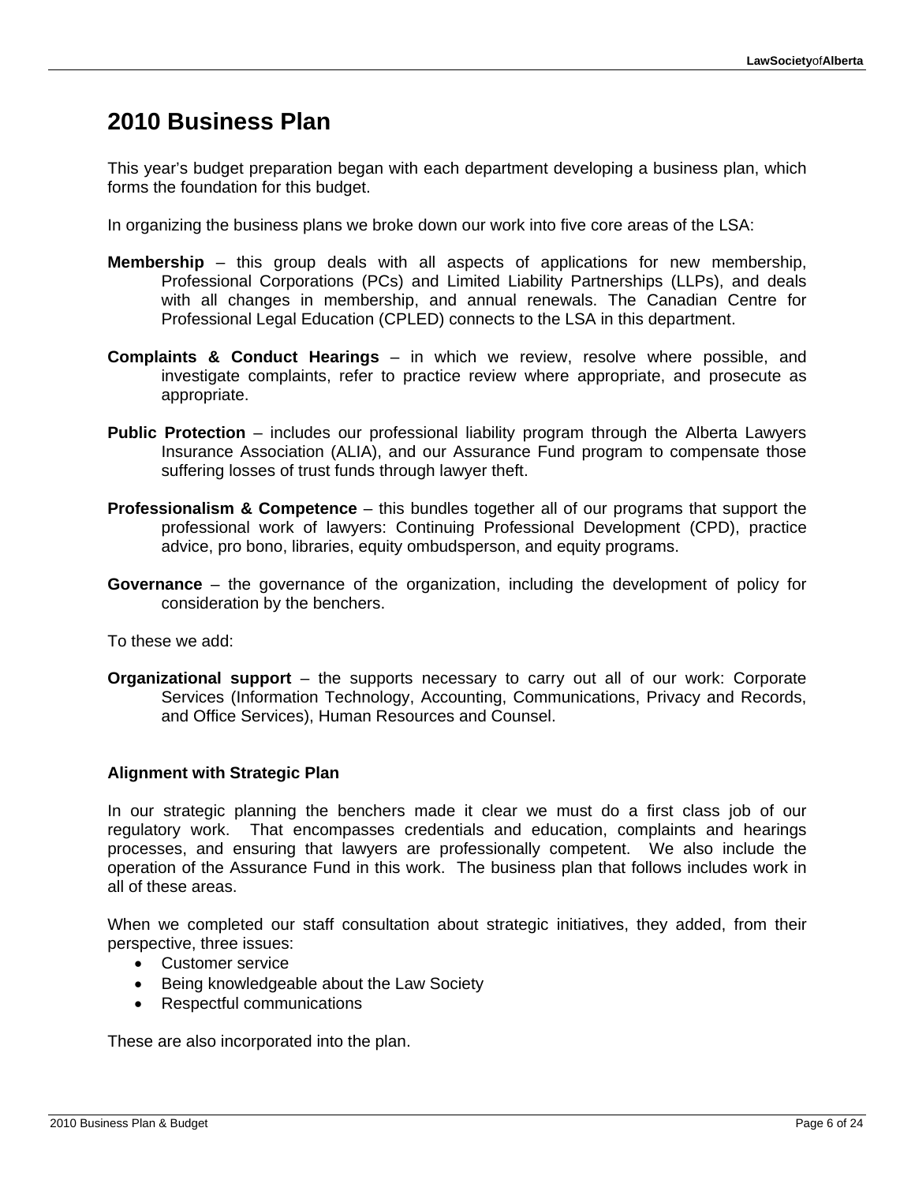# 2010 Business Plan

This year's budget preparation began with each department developing a business plan, which forms the foundation for this budget.

In organizing the business plans we broke down our work into five core areas of the LSA:

**Membership** – this group deals with all aspects of applications for new membership, Professional Corporations (PCs) and Limited Liability Partnerships (LLPs), and deals with all changes in membership, and annual renewals. The Canadian Centre for Professional Legal Education (CPLED) connects to the LSA in this department.

**Complaints & Conduct Hearings** – in which we review, resolve where possible, and investigate complaints, refer to practice review where appropriate, and prosecute as appropriate.

**Public Protection** – includes our professional liability program through the Alberta Lawyers Insurance Association (ALIA), and our Assurance Fund program to compensate those suffering losses of trust funds through lawyer theft.

**Professionalism & Competence** – this bundles together all of our programs that support the professional work of lawyers: Continuing Professional Development (CPD), practice advice, pro bono, libraries, equity ombudsperson, and equity programs.

**Governance** – the governance of the organization, including the development of policy for consideration by the benchers.

To these we add:

**Organizational support** – the supports necessary to carry out all of our work: Corporate Services (Information Technology, Accounting, Communications, Privacy and Records, and Office Services), Human Resources and Counsel.

### Alignment with Strategic Plan

In our strategic planning the benchers made it clear we must do a first class job of our regulatory work. That encompasses credentials and education, complaints and hearings processes, and ensuring that lawyers are professionally competent. We also include the operation of the Assurance Fund in this work. The business plan that follows includes work in all of these areas.

When we completed our staff consultation about strategic initiatives, they added, from their perspective, three issues:

- Customer service
- Being knowledgeable about the Law Society
- Respectful communications

These are also incorporated into the plan.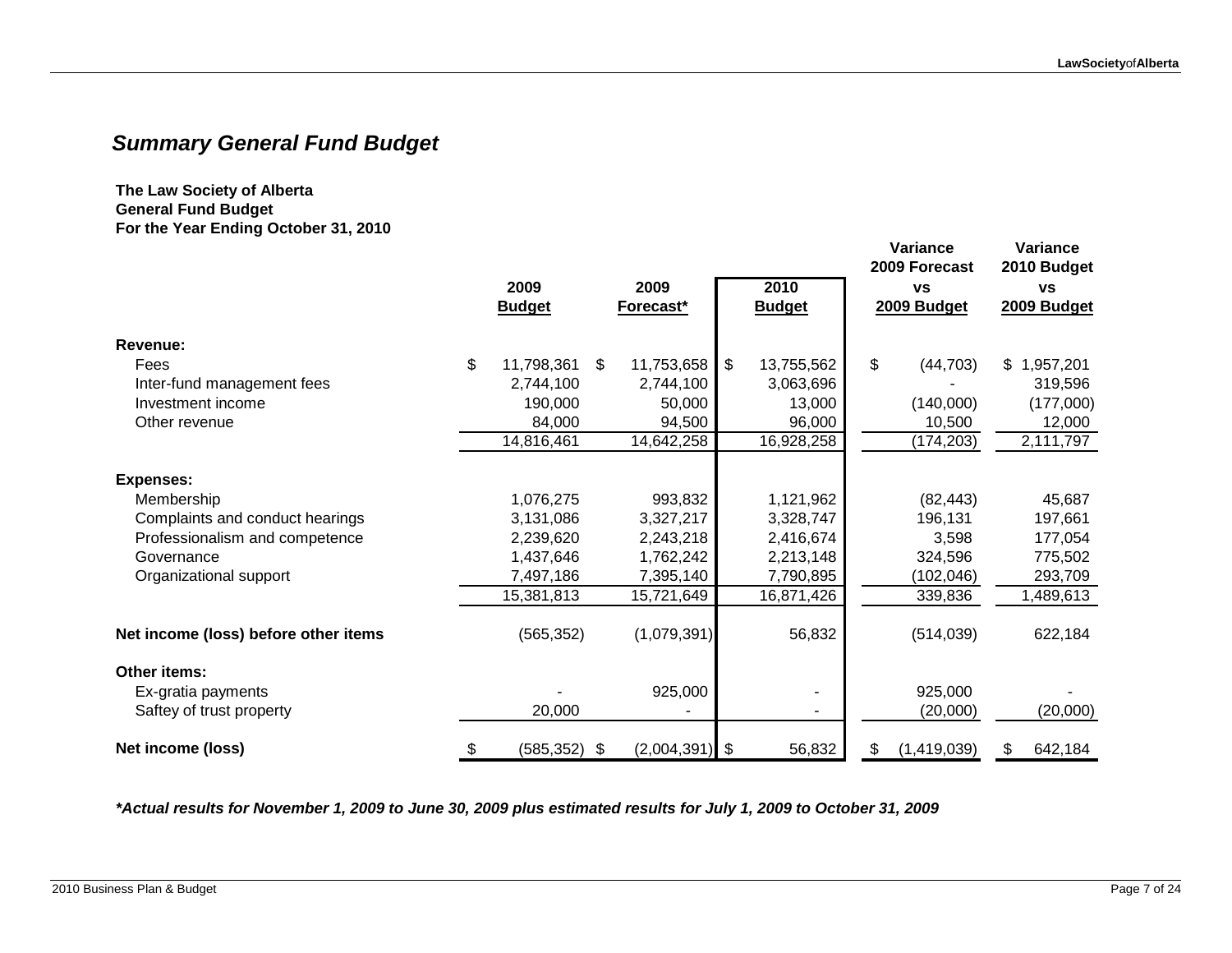## *Summary General Fund Budget*

**The Law Society of Alberta**
**General Fund Budget**
**For the Year Ending October 31, 2010**

| | 2009 Budget | 2009 Forecast* | 2010 Budget | Variance 2009 Forecast vs 2009 Budget | Variance 2010 Budget vs 2009 Budget |
|---|---|---|---|---|---|
| **Revenue:** | | | | | |
| Fees | $ 11,798,361 | $ 11,753,658 | $ 13,755,562 | $ (44,703) | $ 1,957,201 |
| Inter-fund management fees | 2,744,100 | 2,744,100 | 3,063,696 | - | 319,596 |
| Investment income | 190,000 | 50,000 | 13,000 | (140,000) | (177,000) |
| Other revenue | 84,000 | 94,500 | 96,000 | 10,500 | 12,000 |
| | 14,816,461 | 14,642,258 | 16,928,258 | (174,203) | 2,111,797 |
| **Expenses:** | | | | | |
| Membership | 1,076,275 | 993,832 | 1,121,962 | (82,443) | 45,687 |
| Complaints and conduct hearings | 3,131,086 | 3,327,217 | 3,328,747 | 196,131 | 197,661 |
| Professionalism and competence | 2,239,620 | 2,243,218 | 2,416,674 | 3,598 | 177,054 |
| Governance | 1,437,646 | 1,762,242 | 2,213,148 | 324,596 | 775,502 |
| Organizational support | 7,497,186 | 7,395,140 | 7,790,895 | (102,046) | 293,709 |
| | 15,381,813 | 15,721,649 | 16,871,426 | 339,836 | 1,489,613 |
| **Net income (loss) before other items** | (565,352) | (1,079,391) | 56,832 | (514,039) | 622,184 |
| **Other items:** | | | | | |
| Ex-gratia payments | - | 925,000 | - | 925,000 | - |
| Saftey of trust property | 20,000 | - | - | (20,000) | (20,000) |
| **Net income (loss)** | $ (585,352) | $ (2,004,391) | $ 56,832 | $ (1,419,039) | $ 642,184 |

***Actual results for November 1, 2009 to June 30, 2009 plus estimated results for July 1, 2009 to October 31, 2009**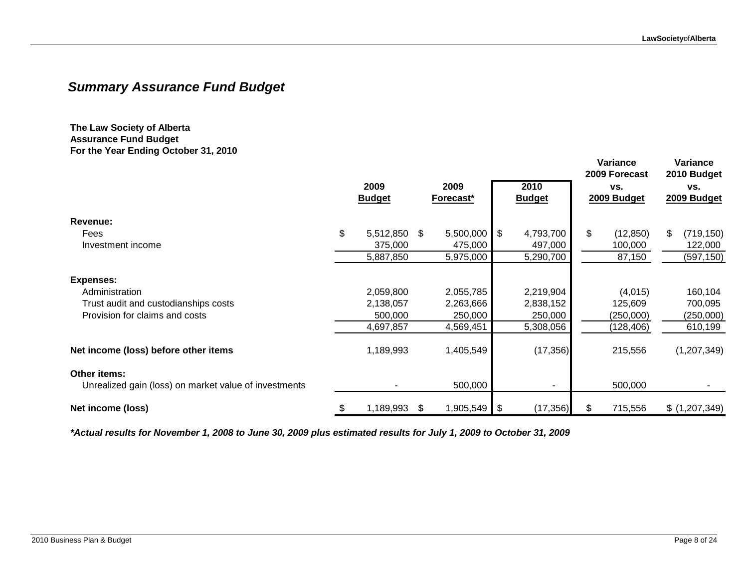## *Summary Assurance Fund Budget*

**The Law Society of Alberta**
**Assurance Fund Budget**
**For the Year Ending October 31, 2010**

| | 2009 Budget | 2009 Forecast* | 2010 Budget | Variance 2009 Forecast vs. 2009 Budget | Variance 2010 Budget vs. 2009 Budget |
|---|---|---|---|---|---|
| **Revenue:** | | | | | |
| Fees | $ 5,512,850 | $ 5,500,000 | $ 4,793,700 | $ (12,850) | $ (719,150) |
| Investment income | 375,000 | 475,000 | 497,000 | 100,000 | 122,000 |
| | 5,887,850 | 5,975,000 | 5,290,700 | 87,150 | (597,150) |
| **Expenses:** | | | | | |
| Administration | 2,059,800 | 2,055,785 | 2,219,904 | (4,015) | 160,104 |
| Trust audit and custodianships costs | 2,138,057 | 2,263,666 | 2,838,152 | 125,609 | 700,095 |
| Provision for claims and costs | 500,000 | 250,000 | 250,000 | (250,000) | (250,000) |
| | 4,697,857 | 4,569,451 | 5,308,056 | (128,406) | 610,199 |
| **Net income (loss) before other items** | 1,189,993 | 1,405,549 | (17,356) | 215,556 | (1,207,349) |
| **Other items:** | | | | | |
| Unrealized gain (loss) on market value of investments | - | 500,000 | - | 500,000 | - |
| **Net income (loss)** | $ 1,189,993 | $ 1,905,549 | $ (17,356) | $ 715,556 | $ (1,207,349) |

***Actual results for November 1, 2008 to June 30, 2009 plus estimated results for July 1, 2009 to October 31, 2009**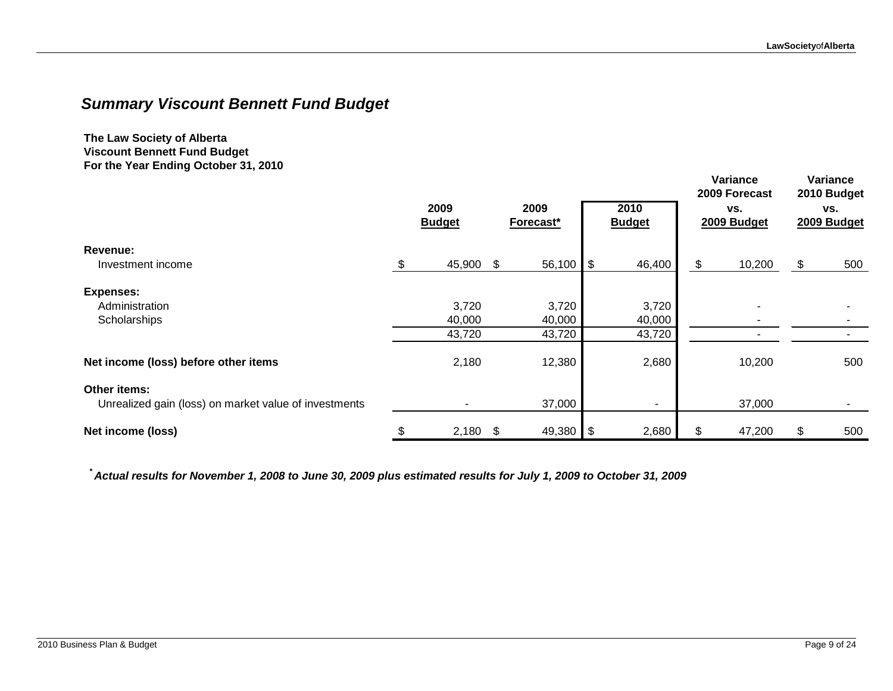## *Summary Viscount Bennett Fund Budget*

**The Law Society of Alberta**
**Viscount Bennett Fund Budget**
**For the Year Ending October 31, 2010**

| | 2009 Budget | 2009 Forecast* | 2010 Budget | Variance 2009 Forecast vs. 2009 Budget | Variance 2010 Budget vs. 2009 Budget |
|---|---|---|---|---|---|
| **Revenue:** | | | | | |
| Investment income | $ 45,900 | $ 56,100 | $ 46,400 | $ 10,200 | $ 500 |
| **Expenses:** | | | | | |
| Administration | 3,720 | 3,720 | 3,720 | - | - |
| Scholarships | 40,000 | 40,000 | 40,000 | - | - |
| | 43,720 | 43,720 | 43,720 | - | - |
| **Net income (loss) before other items** | 2,180 | 12,380 | 2,680 | 10,200 | 500 |
| **Other items:** | | | | | |
| Unrealized gain (loss) on market value of investments | - | 37,000 | - | 37,000 | - |
| **Net income (loss)** | $ 2,180 | $ 49,380 | $ 2,680 | $ 47,200 | $ 500 |

\* ***Actual results for November 1, 2008 to June 30, 2009 plus estimated results for July 1, 2009 to October 31, 2009***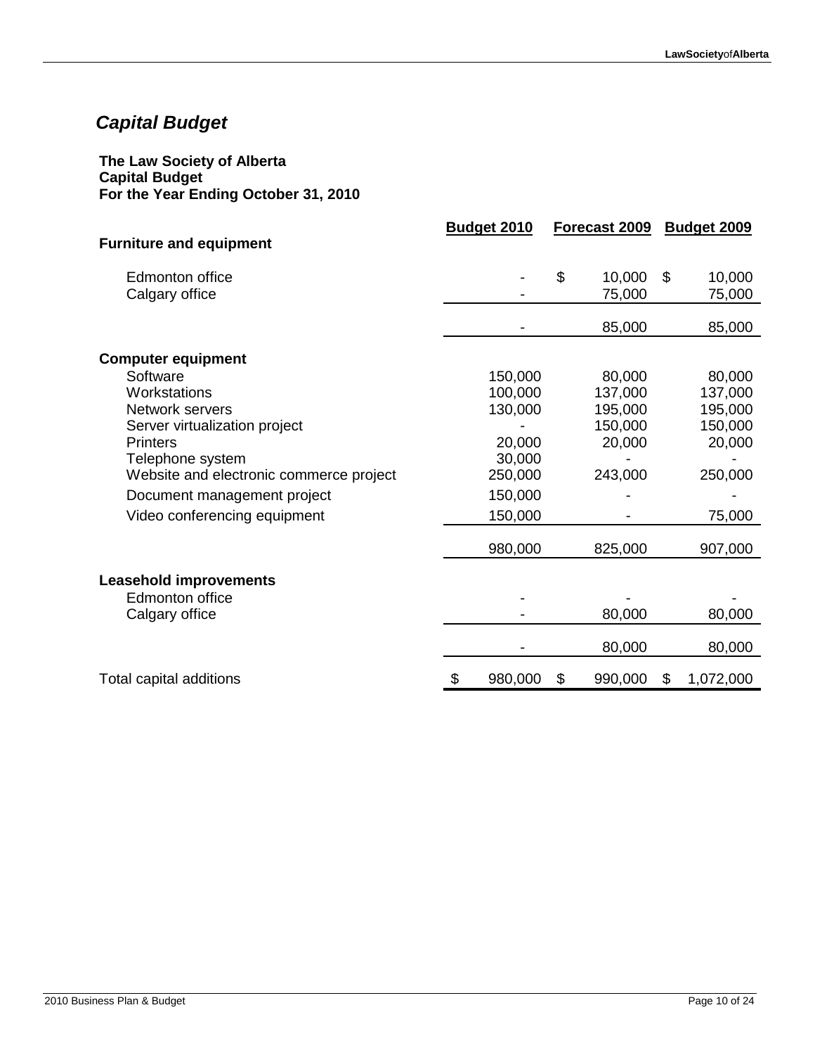## *Capital Budget*

**The Law Society of Alberta**
**Capital Budget**
**For the Year Ending October 31, 2010**

| | Budget 2010 | Forecast 2009 | Budget 2009 |
|---|---|---|---|
| **Furniture and equipment** | | | |
| Edmonton office | - | $ 10,000 | $ 10,000 |
| Calgary office | - | 75,000 | 75,000 |
| | - | 85,000 | 85,000 |
| **Computer equipment** | | | |
| Software | 150,000 | 80,000 | 80,000 |
| Workstations | 100,000 | 137,000 | 137,000 |
| Network servers | 130,000 | 195,000 | 195,000 |
| Server virtualization project | - | 150,000 | 150,000 |
| Printers | 20,000 | 20,000 | 20,000 |
| Telephone system | 30,000 | - | - |
| Website and electronic commerce project | 250,000 | 243,000 | 250,000 |
| Document management project | 150,000 | - | - |
| Video conferencing equipment | 150,000 | - | 75,000 |
| | 980,000 | 825,000 | 907,000 |
| **Leasehold improvements** | | | |
| Edmonton office | - | - | - |
| Calgary office | - | 80,000 | 80,000 |
| | - | 80,000 | 80,000 |
| Total capital additions | $ 980,000 | $ 990,000 | $ 1,072,000 |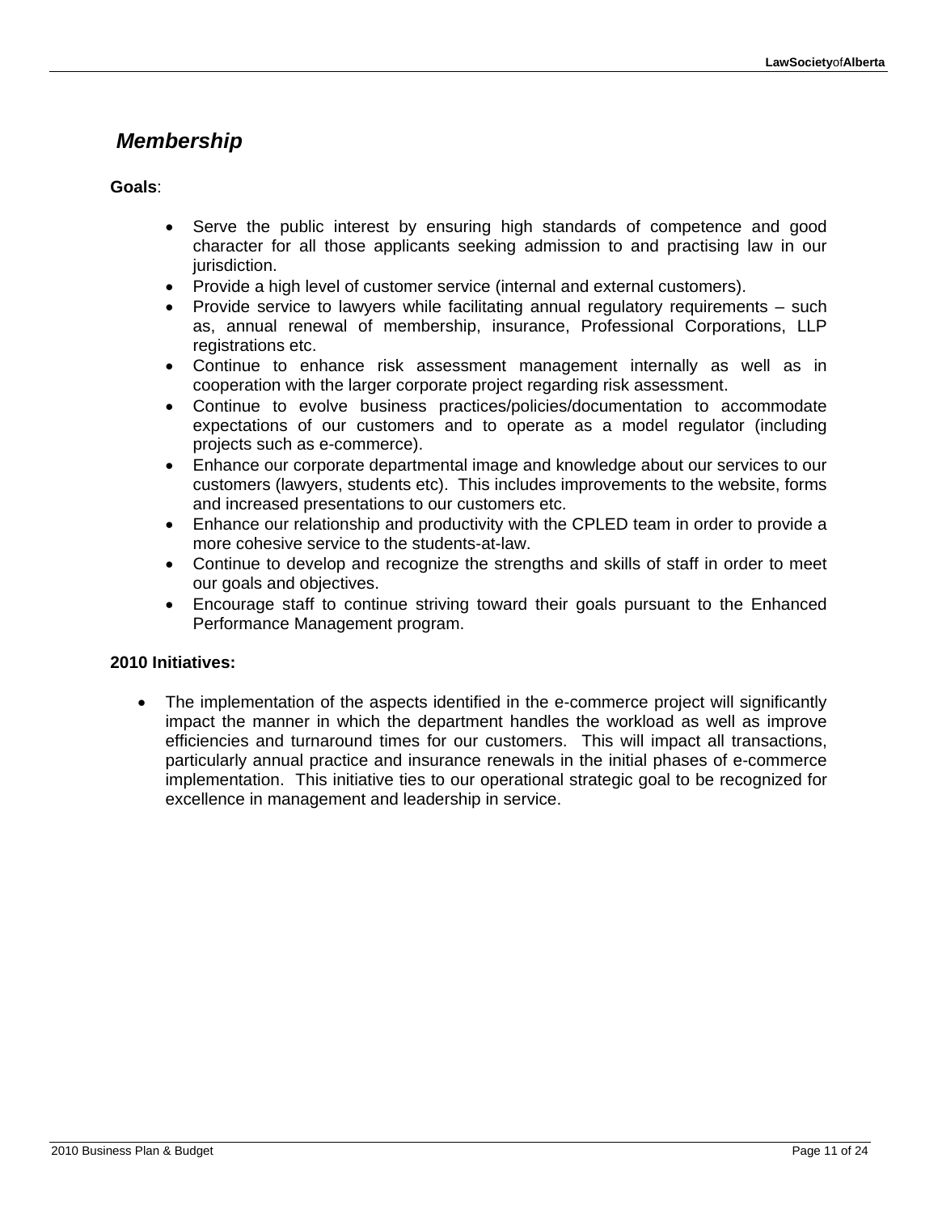## *Membership*

**Goals**:

- Serve the public interest by ensuring high standards of competence and good character for all those applicants seeking admission to and practising law in our jurisdiction.
- Provide a high level of customer service (internal and external customers).
- Provide service to lawyers while facilitating annual regulatory requirements – such as, annual renewal of membership, insurance, Professional Corporations, LLP registrations etc.
- Continue to enhance risk assessment management internally as well as in cooperation with the larger corporate project regarding risk assessment.
- Continue to evolve business practices/policies/documentation to accommodate expectations of our customers and to operate as a model regulator (including projects such as e-commerce).
- Enhance our corporate departmental image and knowledge about our services to our customers (lawyers, students etc). This includes improvements to the website, forms and increased presentations to our customers etc.
- Enhance our relationship and productivity with the CPLED team in order to provide a more cohesive service to the students-at-law.
- Continue to develop and recognize the strengths and skills of staff in order to meet our goals and objectives.
- Encourage staff to continue striving toward their goals pursuant to the Enhanced Performance Management program.

**2010 Initiatives:**

- The implementation of the aspects identified in the e-commerce project will significantly impact the manner in which the department handles the workload as well as improve efficiencies and turnaround times for our customers. This will impact all transactions, particularly annual practice and insurance renewals in the initial phases of e-commerce implementation. This initiative ties to our operational strategic goal to be recognized for excellence in management and leadership in service.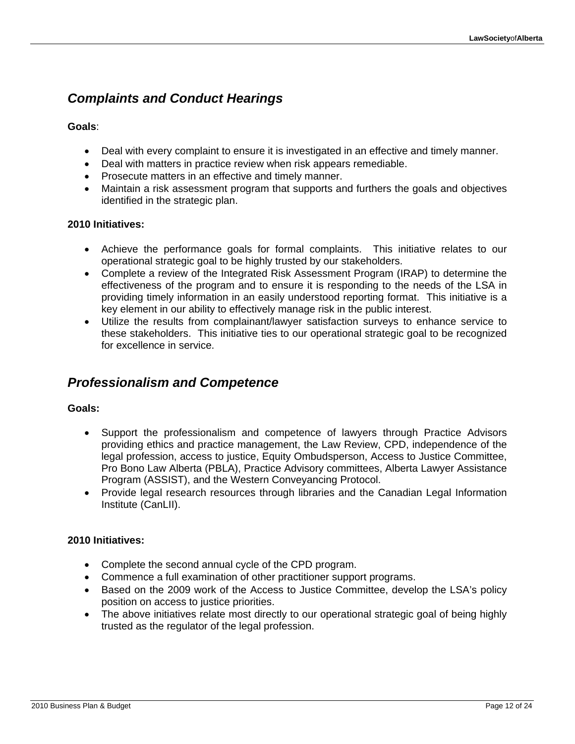## *Complaints and Conduct Hearings*

**Goals**:

- Deal with every complaint to ensure it is investigated in an effective and timely manner.
- Deal with matters in practice review when risk appears remediable.
- Prosecute matters in an effective and timely manner.
- Maintain a risk assessment program that supports and furthers the goals and objectives identified in the strategic plan.

**2010 Initiatives:**

- Achieve the performance goals for formal complaints. This initiative relates to our operational strategic goal to be highly trusted by our stakeholders.
- Complete a review of the Integrated Risk Assessment Program (IRAP) to determine the effectiveness of the program and to ensure it is responding to the needs of the LSA in providing timely information in an easily understood reporting format. This initiative is a key element in our ability to effectively manage risk in the public interest.
- Utilize the results from complainant/lawyer satisfaction surveys to enhance service to these stakeholders. This initiative ties to our operational strategic goal to be recognized for excellence in service.

## *Professionalism and Competence*

**Goals:**

- Support the professionalism and competence of lawyers through Practice Advisors providing ethics and practice management, the Law Review, CPD, independence of the legal profession, access to justice, Equity Ombudsperson, Access to Justice Committee, Pro Bono Law Alberta (PBLA), Practice Advisory committees, Alberta Lawyer Assistance Program (ASSIST), and the Western Conveyancing Protocol.
- Provide legal research resources through libraries and the Canadian Legal Information Institute (CanLII).

**2010 Initiatives:**

- Complete the second annual cycle of the CPD program.
- Commence a full examination of other practitioner support programs.
- Based on the 2009 work of the Access to Justice Committee, develop the LSA's policy position on access to justice priorities.
- The above initiatives relate most directly to our operational strategic goal of being highly trusted as the regulator of the legal profession.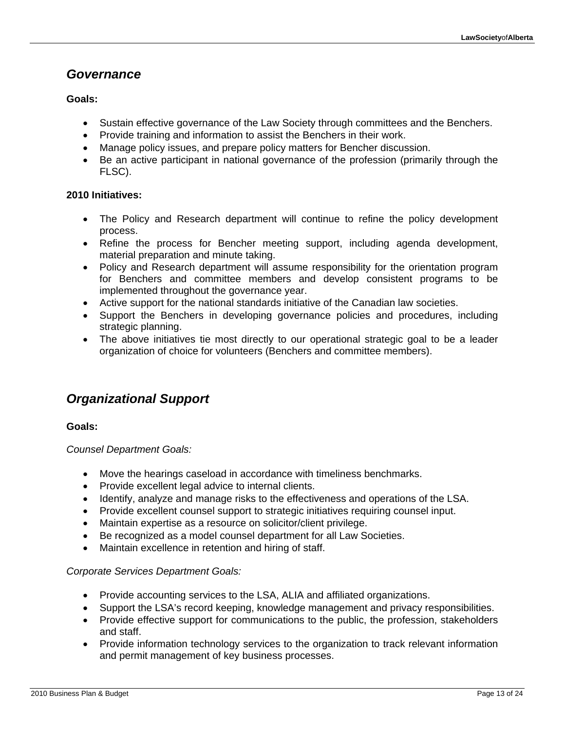## *Governance*

**Goals:**

- Sustain effective governance of the Law Society through committees and the Benchers.
- Provide training and information to assist the Benchers in their work.
- Manage policy issues, and prepare policy matters for Bencher discussion.
- Be an active participant in national governance of the profession (primarily through the FLSC).

**2010 Initiatives:**

- The Policy and Research department will continue to refine the policy development process.
- Refine the process for Bencher meeting support, including agenda development, material preparation and minute taking.
- Policy and Research department will assume responsibility for the orientation program for Benchers and committee members and develop consistent programs to be implemented throughout the governance year.
- Active support for the national standards initiative of the Canadian law societies.
- Support the Benchers in developing governance policies and procedures, including strategic planning.
- The above initiatives tie most directly to our operational strategic goal to be a leader organization of choice for volunteers (Benchers and committee members).

## *Organizational Support*

**Goals:**

*Counsel Department Goals:*

- Move the hearings caseload in accordance with timeliness benchmarks.
- Provide excellent legal advice to internal clients.
- Identify, analyze and manage risks to the effectiveness and operations of the LSA.
- Provide excellent counsel support to strategic initiatives requiring counsel input.
- Maintain expertise as a resource on solicitor/client privilege.
- Be recognized as a model counsel department for all Law Societies.
- Maintain excellence in retention and hiring of staff.

*Corporate Services Department Goals:*

- Provide accounting services to the LSA, ALIA and affiliated organizations.
- Support the LSA's record keeping, knowledge management and privacy responsibilities.
- Provide effective support for communications to the public, the profession, stakeholders and staff.
- Provide information technology services to the organization to track relevant information and permit management of key business processes.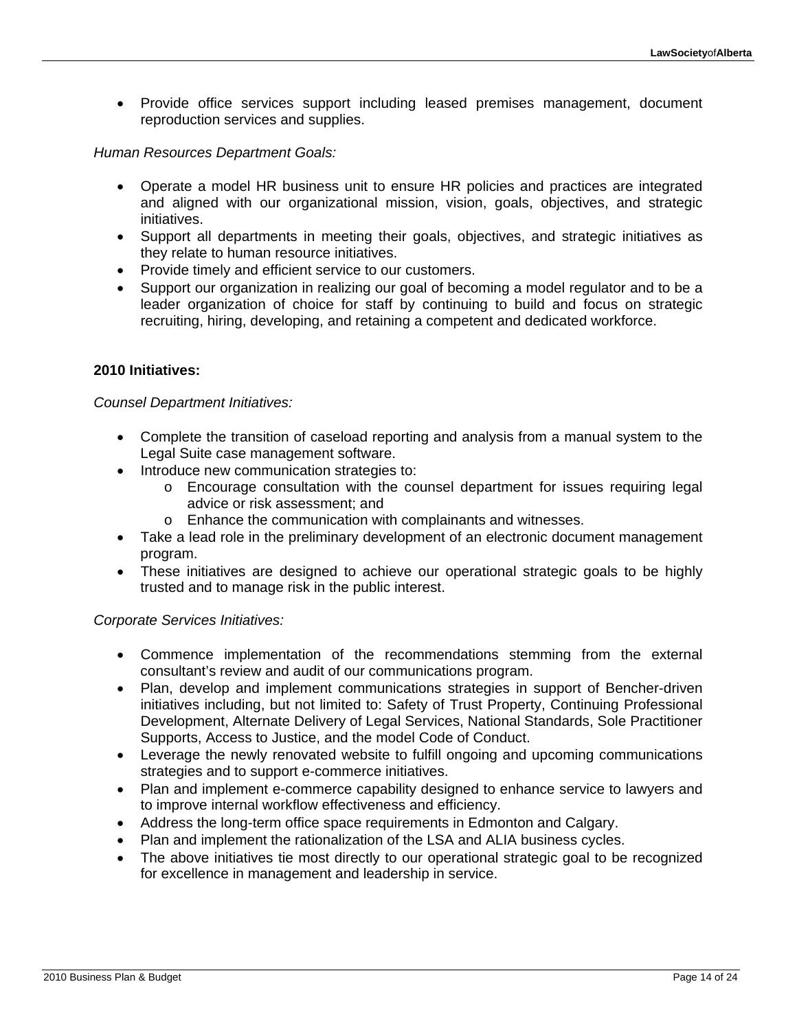- Provide office services support including leased premises management, document reproduction services and supplies.

*Human Resources Department Goals:*

- Operate a model HR business unit to ensure HR policies and practices are integrated and aligned with our organizational mission, vision, goals, objectives, and strategic initiatives.
- Support all departments in meeting their goals, objectives, and strategic initiatives as they relate to human resource initiatives.
- Provide timely and efficient service to our customers.
- Support our organization in realizing our goal of becoming a model regulator and to be a leader organization of choice for staff by continuing to build and focus on strategic recruiting, hiring, developing, and retaining a competent and dedicated workforce.

**2010 Initiatives:**

*Counsel Department Initiatives:*

- Complete the transition of caseload reporting and analysis from a manual system to the Legal Suite case management software.
- Introduce new communication strategies to:
  - Encourage consultation with the counsel department for issues requiring legal advice or risk assessment; and
  - Enhance the communication with complainants and witnesses.
- Take a lead role in the preliminary development of an electronic document management program.
- These initiatives are designed to achieve our operational strategic goals to be highly trusted and to manage risk in the public interest.

*Corporate Services Initiatives:*

- Commence implementation of the recommendations stemming from the external consultant's review and audit of our communications program.
- Plan, develop and implement communications strategies in support of Bencher-driven initiatives including, but not limited to: Safety of Trust Property, Continuing Professional Development, Alternate Delivery of Legal Services, National Standards, Sole Practitioner Supports, Access to Justice, and the model Code of Conduct.
- Leverage the newly renovated website to fulfill ongoing and upcoming communications strategies and to support e-commerce initiatives.
- Plan and implement e-commerce capability designed to enhance service to lawyers and to improve internal workflow effectiveness and efficiency.
- Address the long-term office space requirements in Edmonton and Calgary.
- Plan and implement the rationalization of the LSA and ALIA business cycles.
- The above initiatives tie most directly to our operational strategic goal to be recognized for excellence in management and leadership in service.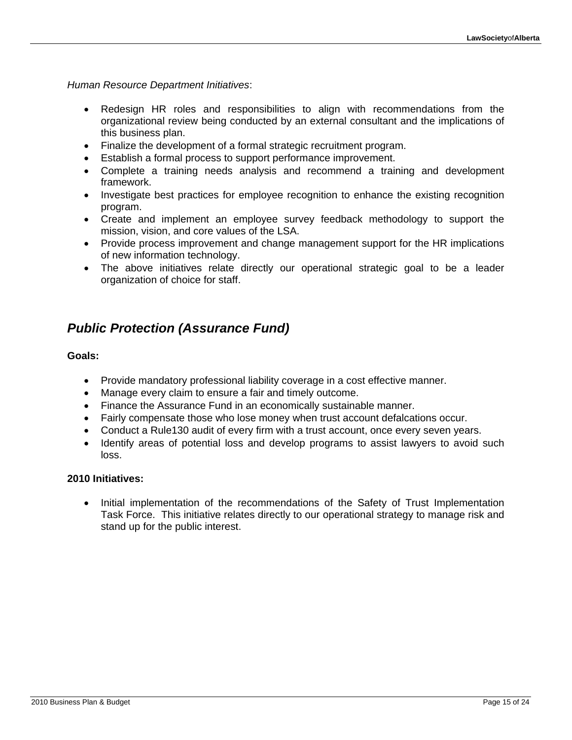*Human Resource Department Initiatives*:

- Redesign HR roles and responsibilities to align with recommendations from the organizational review being conducted by an external consultant and the implications of this business plan.
- Finalize the development of a formal strategic recruitment program.
- Establish a formal process to support performance improvement.
- Complete a training needs analysis and recommend a training and development framework.
- Investigate best practices for employee recognition to enhance the existing recognition program.
- Create and implement an employee survey feedback methodology to support the mission, vision, and core values of the LSA.
- Provide process improvement and change management support for the HR implications of new information technology.
- The above initiatives relate directly our operational strategic goal to be a leader organization of choice for staff.

## *Public Protection (Assurance Fund)*

**Goals:**

- Provide mandatory professional liability coverage in a cost effective manner.
- Manage every claim to ensure a fair and timely outcome.
- Finance the Assurance Fund in an economically sustainable manner.
- Fairly compensate those who lose money when trust account defalcations occur.
- Conduct a Rule130 audit of every firm with a trust account, once every seven years.
- Identify areas of potential loss and develop programs to assist lawyers to avoid such loss.

**2010 Initiatives:**

- Initial implementation of the recommendations of the Safety of Trust Implementation Task Force. This initiative relates directly to our operational strategy to manage risk and stand up for the public interest.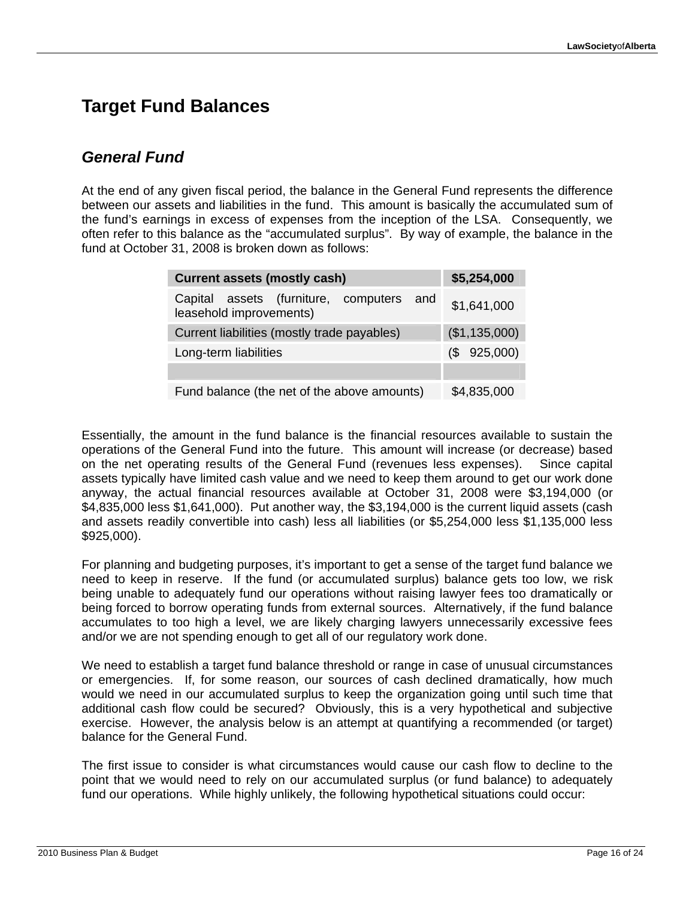# Target Fund Balances

## *General Fund*

At the end of any given fiscal period, the balance in the General Fund represents the difference between our assets and liabilities in the fund. This amount is basically the accumulated sum of the fund's earnings in excess of expenses from the inception of the LSA. Consequently, we often refer to this balance as the "accumulated surplus". By way of example, the balance in the fund at October 31, 2008 is broken down as follows:

| **Current assets (mostly cash)** | **$5,254,000** |
|---|---|
| Capital assets (furniture, computers and leasehold improvements) | $1,641,000 |
| Current liabilities (mostly trade payables) | ($1,135,000) |
| Long-term liabilities | ($ 925,000) |
| | |
| Fund balance (the net of the above amounts) | $4,835,000 |

Essentially, the amount in the fund balance is the financial resources available to sustain the operations of the General Fund into the future. This amount will increase (or decrease) based on the net operating results of the General Fund (revenues less expenses). Since capital assets typically have limited cash value and we need to keep them around to get our work done anyway, the actual financial resources available at October 31, 2008 were $3,194,000 (or $4,835,000 less $1,641,000). Put another way, the $3,194,000 is the current liquid assets (cash and assets readily convertible into cash) less all liabilities (or $5,254,000 less $1,135,000 less $925,000).

For planning and budgeting purposes, it's important to get a sense of the target fund balance we need to keep in reserve. If the fund (or accumulated surplus) balance gets too low, we risk being unable to adequately fund our operations without raising lawyer fees too dramatically or being forced to borrow operating funds from external sources. Alternatively, if the fund balance accumulates to too high a level, we are likely charging lawyers unnecessarily excessive fees and/or we are not spending enough to get all of our regulatory work done.

We need to establish a target fund balance threshold or range in case of unusual circumstances or emergencies. If, for some reason, our sources of cash declined dramatically, how much would we need in our accumulated surplus to keep the organization going until such time that additional cash flow could be secured? Obviously, this is a very hypothetical and subjective exercise. However, the analysis below is an attempt at quantifying a recommended (or target) balance for the General Fund.

The first issue to consider is what circumstances would cause our cash flow to decline to the point that we would need to rely on our accumulated surplus (or fund balance) to adequately fund our operations. While highly unlikely, the following hypothetical situations could occur: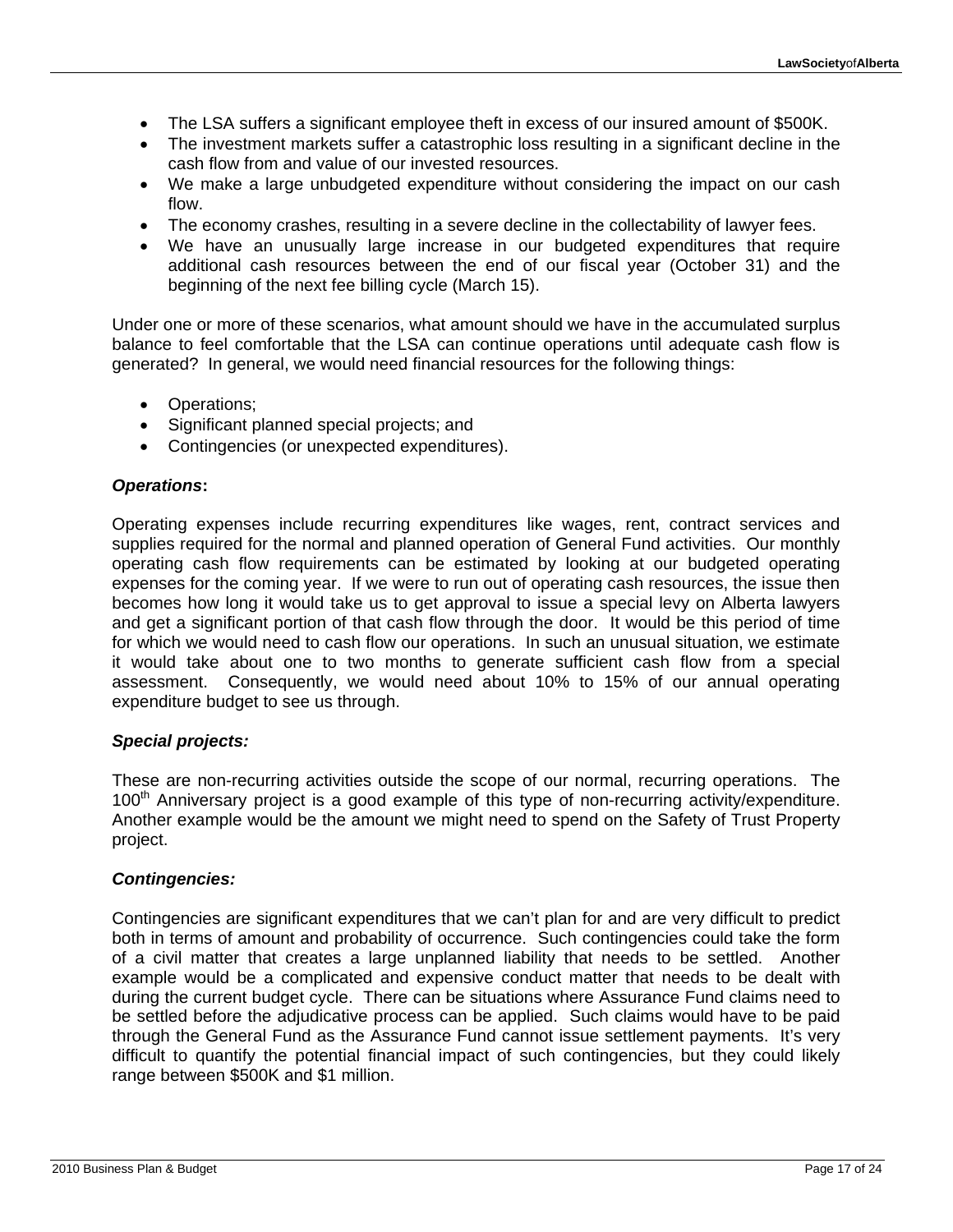- The LSA suffers a significant employee theft in excess of our insured amount of $500K.
- The investment markets suffer a catastrophic loss resulting in a significant decline in the cash flow from and value of our invested resources.
- We make a large unbudgeted expenditure without considering the impact on our cash flow.
- The economy crashes, resulting in a severe decline in the collectability of lawyer fees.
- We have an unusually large increase in our budgeted expenditures that require additional cash resources between the end of our fiscal year (October 31) and the beginning of the next fee billing cycle (March 15).

Under one or more of these scenarios, what amount should we have in the accumulated surplus balance to feel comfortable that the LSA can continue operations until adequate cash flow is generated? In general, we would need financial resources for the following things:

- Operations;
- Significant planned special projects; and
- Contingencies (or unexpected expenditures).

***Operations*:**

Operating expenses include recurring expenditures like wages, rent, contract services and supplies required for the normal and planned operation of General Fund activities. Our monthly operating cash flow requirements can be estimated by looking at our budgeted operating expenses for the coming year. If we were to run out of operating cash resources, the issue then becomes how long it would take us to get approval to issue a special levy on Alberta lawyers and get a significant portion of that cash flow through the door. It would be this period of time for which we would need to cash flow our operations. In such an unusual situation, we estimate it would take about one to two months to generate sufficient cash flow from a special assessment. Consequently, we would need about 10% to 15% of our annual operating expenditure budget to see us through.

***Special projects:***

These are non-recurring activities outside the scope of our normal, recurring operations. The 100th Anniversary project is a good example of this type of non-recurring activity/expenditure. Another example would be the amount we might need to spend on the Safety of Trust Property project.

***Contingencies:***

Contingencies are significant expenditures that we can't plan for and are very difficult to predict both in terms of amount and probability of occurrence. Such contingencies could take the form of a civil matter that creates a large unplanned liability that needs to be settled. Another example would be a complicated and expensive conduct matter that needs to be dealt with during the current budget cycle. There can be situations where Assurance Fund claims need to be settled before the adjudicative process can be applied. Such claims would have to be paid through the General Fund as the Assurance Fund cannot issue settlement payments. It's very difficult to quantify the potential financial impact of such contingencies, but they could likely range between $500K and $1 million.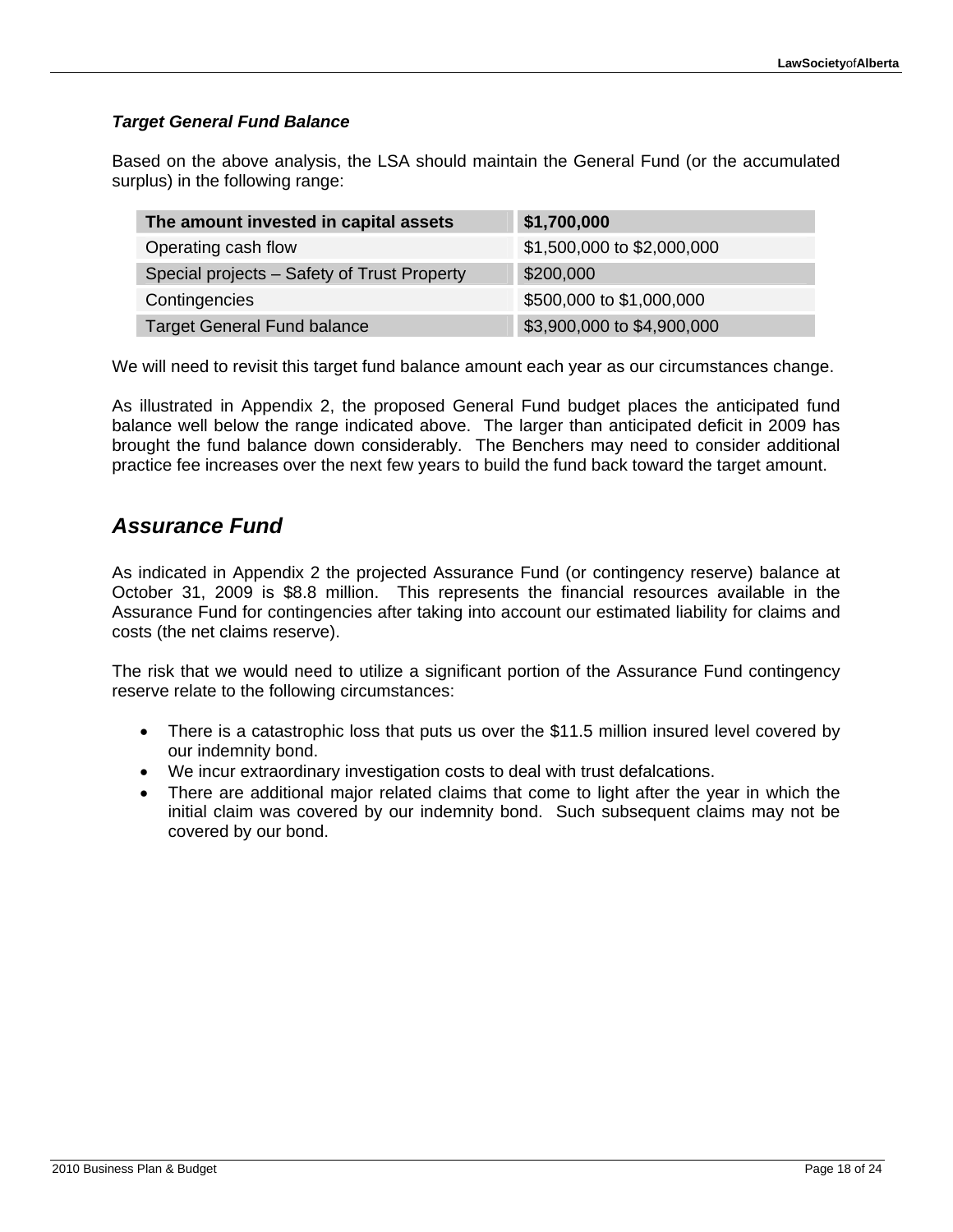### *Target General Fund Balance*

Based on the above analysis, the LSA should maintain the General Fund (or the accumulated surplus) in the following range:

| **The amount invested in capital assets** | **$1,700,000** |
|---|---|
| Operating cash flow | $1,500,000 to $2,000,000 |
| Special projects – Safety of Trust Property | $200,000 |
| Contingencies | $500,000 to $1,000,000 |
| Target General Fund balance | $3,900,000 to $4,900,000 |

We will need to revisit this target fund balance amount each year as our circumstances change.

As illustrated in Appendix 2, the proposed General Fund budget places the anticipated fund balance well below the range indicated above. The larger than anticipated deficit in 2009 has brought the fund balance down considerably. The Benchers may need to consider additional practice fee increases over the next few years to build the fund back toward the target amount.

## *Assurance Fund*

As indicated in Appendix 2 the projected Assurance Fund (or contingency reserve) balance at October 31, 2009 is $8.8 million. This represents the financial resources available in the Assurance Fund for contingencies after taking into account our estimated liability for claims and costs (the net claims reserve).

The risk that we would need to utilize a significant portion of the Assurance Fund contingency reserve relate to the following circumstances:

- There is a catastrophic loss that puts us over the $11.5 million insured level covered by our indemnity bond.
- We incur extraordinary investigation costs to deal with trust defalcations.
- There are additional major related claims that come to light after the year in which the initial claim was covered by our indemnity bond. Such subsequent claims may not be covered by our bond.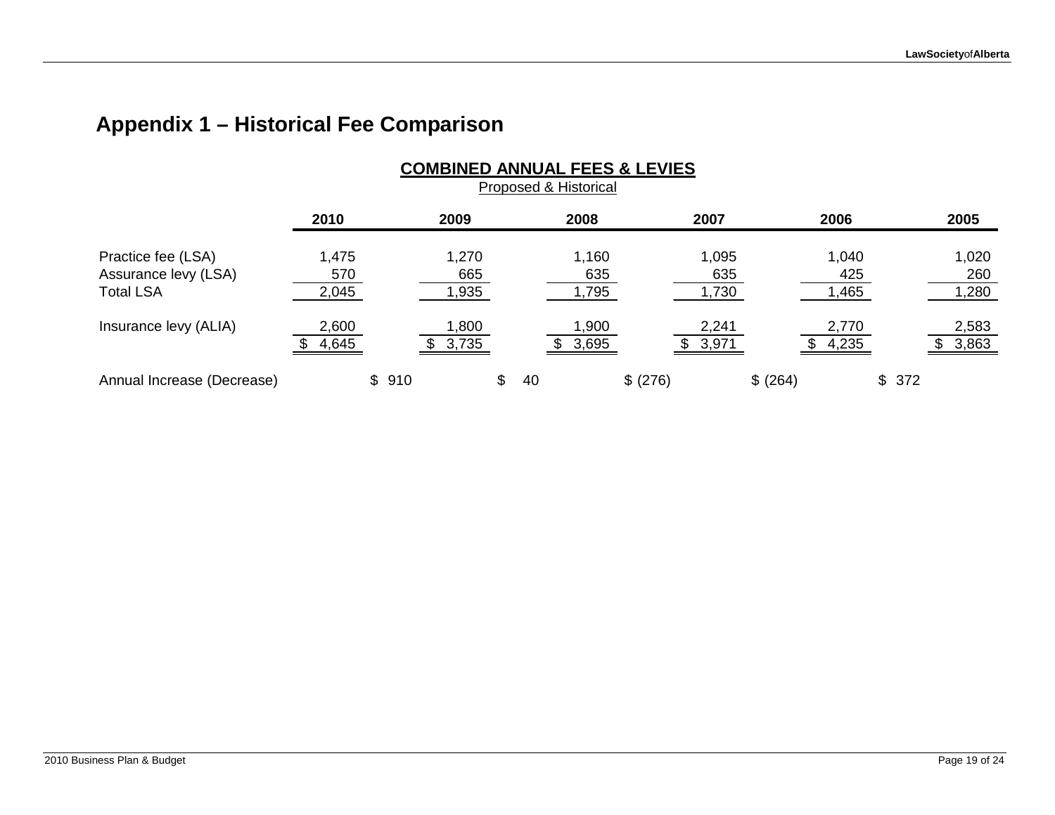# Appendix 1 – Historical Fee Comparison

## COMBINED ANNUAL FEES & LEVIES

Proposed & Historical

| | 2010 | 2009 | 2008 | 2007 | 2006 | 2005 |
|---|---|---|---|---|---|---|
| Practice fee (LSA) | 1,475 | 1,270 | 1,160 | 1,095 | 1,040 | 1,020 |
| Assurance levy (LSA) | 570 | 665 | 635 | 635 | 425 | 260 |
| Total LSA | 2,045 | 1,935 | 1,795 | 1,730 | 1,465 | 1,280 |
| Insurance levy (ALIA) | 2,600 | 1,800 | 1,900 | 2,241 | 2,770 | 2,583 |
| | $ 4,645 | $ 3,735 | $ 3,695 | $ 3,971 | $ 4,235 | $ 3,863 |
| Annual Increase (Decrease) | $ 910 | $ 40 | $ (276) | $ (264) | $ 372 | |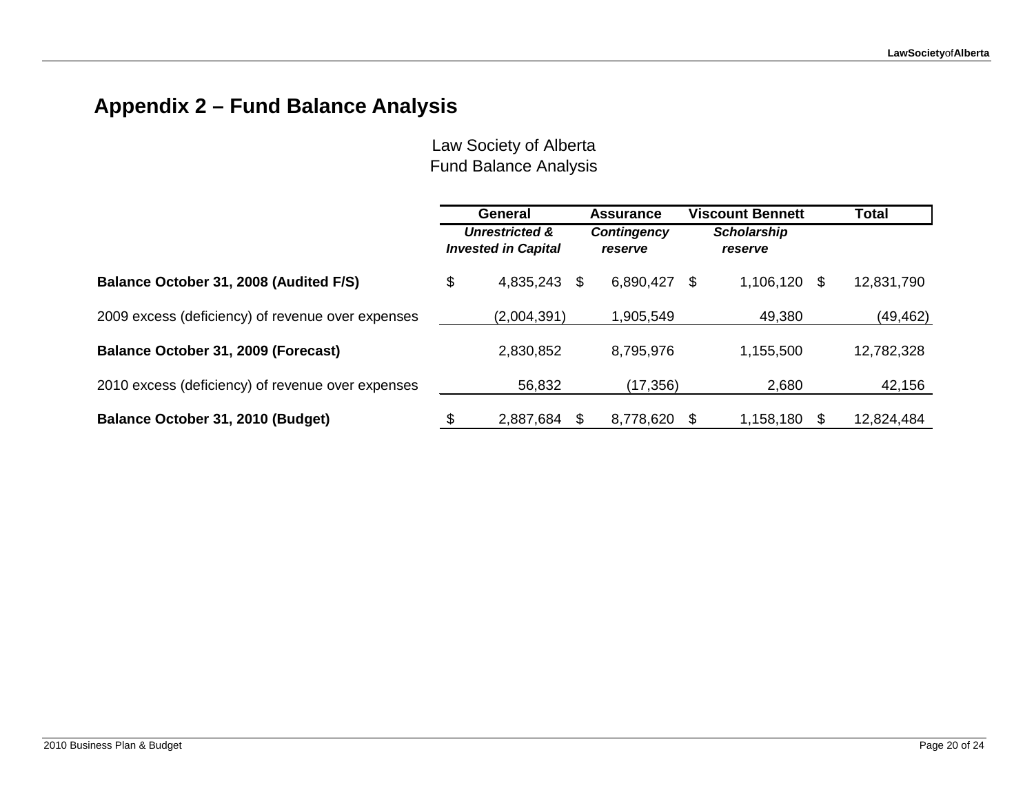## Appendix 2 – Fund Balance Analysis

Law Society of Alberta
Fund Balance Analysis

| | General | Assurance | Viscount Bennett | Total |
|---|---|---|---|---|
| | *Unrestricted & Invested in Capital* | *Contingency reserve* | *Scholarship reserve* | |
| **Balance October 31, 2008 (Audited F/S)** | $ 4,835,243 | $ 6,890,427 | $ 1,106,120 | $ 12,831,790 |
| 2009 excess (deficiency) of revenue over expenses | (2,004,391) | 1,905,549 | 49,380 | (49,462) |
| **Balance October 31, 2009 (Forecast)** | 2,830,852 | 8,795,976 | 1,155,500 | 12,782,328 |
| 2010 excess (deficiency) of revenue over expenses | 56,832 | (17,356) | 2,680 | 42,156 |
| **Balance October 31, 2010 (Budget)** | $ 2,887,684 | $ 8,778,620 | $ 1,158,180 | $ 12,824,484 |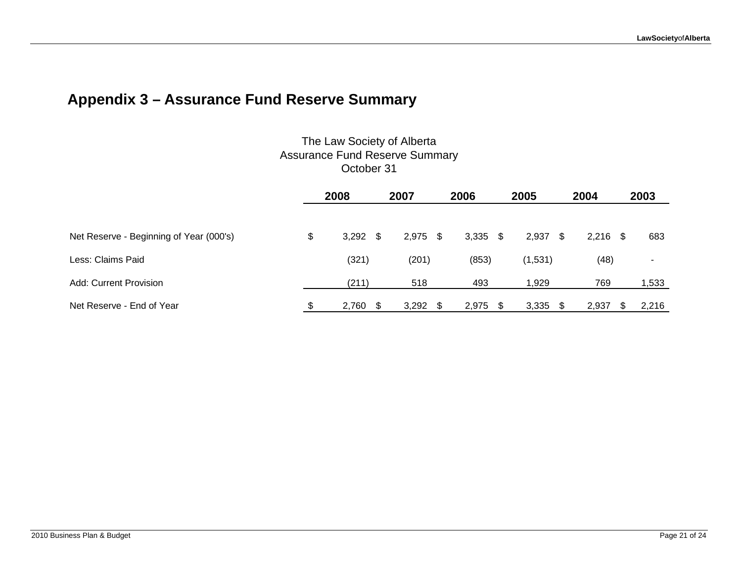## Appendix 3 – Assurance Fund Reserve Summary

The Law Society of Alberta
Assurance Fund Reserve Summary
October 31

| | 2008 | 2007 | 2006 | 2005 | 2004 | 2003 |
|---|---|---|---|---|---|---|
| Net Reserve - Beginning of Year (000's) | $ 3,292 | $ 2,975 | $ 3,335 | $ 2,937 | $ 2,216 | $ 683 |
| Less: Claims Paid | (321) | (201) | (853) | (1,531) | (48) | - |
| Add: Current Provision | (211) | 518 | 493 | 1,929 | 769 | 1,533 |
| Net Reserve - End of Year | $ 2,760 | $ 3,292 | $ 2,975 | $ 3,335 | $ 2,937 | $ 2,216 |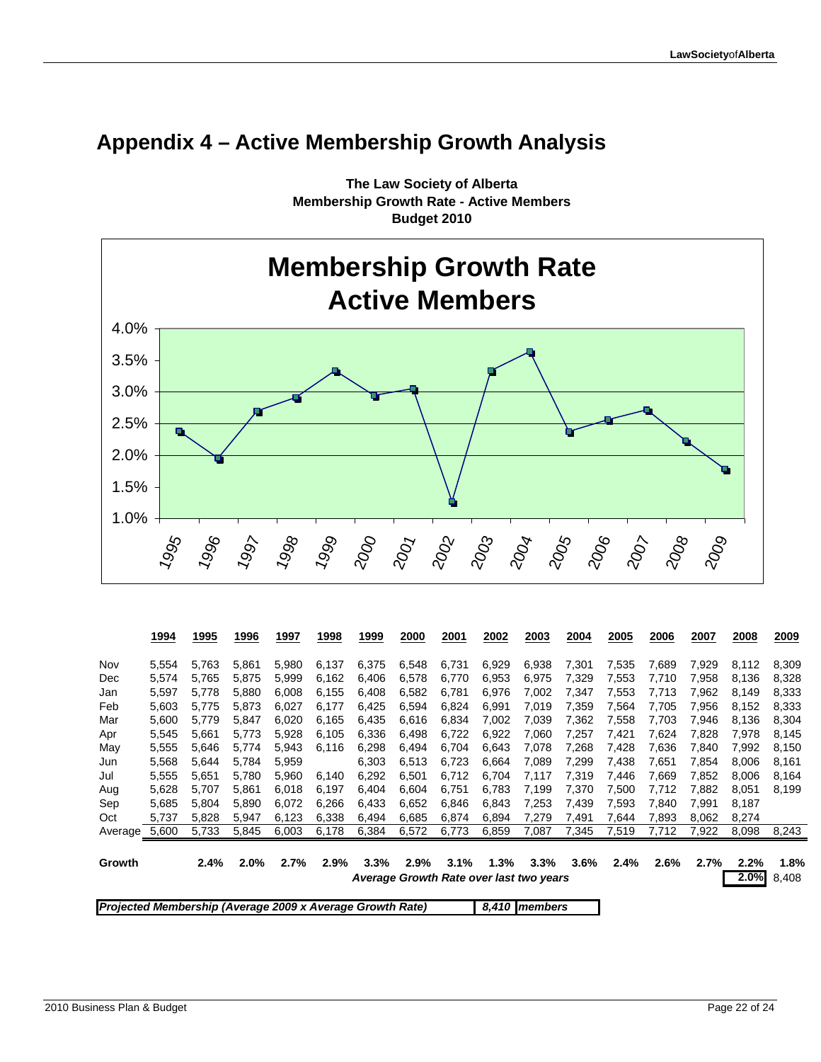## Appendix 4 – Active Membership Growth Analysis

**The Law Society of Alberta**
**Membership Growth Rate - Active Members**
**Budget 2010**

**Membership Growth Rate**
**Active Members**

| | 1994 | 1995 | 1996 | 1997 | 1998 | 1999 | 2000 | 2001 | 2002 | 2003 | 2004 | 2005 | 2006 | 2007 | 2008 | 2009 |
|---|---|---|---|---|---|---|---|---|---|---|---|---|---|---|---|---|
| Nov | 5,554 | 5,763 | 5,861 | 5,980 | 6,137 | 6,375 | 6,548 | 6,731 | 6,929 | 6,938 | 7,301 | 7,535 | 7,689 | 7,929 | 8,112 | 8,309 |
| Dec | 5,574 | 5,765 | 5,875 | 5,999 | 6,162 | 6,406 | 6,578 | 6,770 | 6,953 | 6,975 | 7,329 | 7,553 | 7,710 | 7,958 | 8,136 | 8,328 |
| Jan | 5,597 | 5,778 | 5,880 | 6,008 | 6,155 | 6,408 | 6,582 | 6,781 | 6,976 | 7,002 | 7,347 | 7,553 | 7,713 | 7,962 | 8,149 | 8,333 |
| Feb | 5,603 | 5,775 | 5,873 | 6,027 | 6,177 | 6,425 | 6,594 | 6,824 | 6,991 | 7,019 | 7,359 | 7,564 | 7,705 | 7,956 | 8,152 | 8,333 |
| Mar | 5,600 | 5,779 | 5,847 | 6,020 | 6,165 | 6,435 | 6,616 | 6,834 | 7,002 | 7,039 | 7,362 | 7,558 | 7,703 | 7,946 | 8,136 | 8,304 |
| Apr | 5,545 | 5,661 | 5,773 | 5,928 | 6,105 | 6,336 | 6,498 | 6,722 | 6,922 | 7,060 | 7,257 | 7,421 | 7,624 | 7,828 | 7,978 | 8,145 |
| May | 5,555 | 5,646 | 5,774 | 5,943 | 6,116 | 6,298 | 6,494 | 6,704 | 6,643 | 7,078 | 7,268 | 7,428 | 7,636 | 7,840 | 7,992 | 8,150 |
| Jun | 5,568 | 5,644 | 5,784 | 5,959 | | 6,303 | 6,513 | 6,723 | 6,664 | 7,089 | 7,299 | 7,438 | 7,651 | 7,854 | 8,006 | 8,161 |
| Jul | 5,555 | 5,651 | 5,780 | 5,960 | 6,140 | 6,292 | 6,501 | 6,712 | 6,704 | 7,117 | 7,319 | 7,446 | 7,669 | 7,852 | 8,006 | 8,164 |
| Aug | 5,628 | 5,707 | 5,861 | 6,018 | 6,197 | 6,404 | 6,604 | 6,751 | 6,783 | 7,199 | 7,370 | 7,500 | 7,712 | 7,882 | 8,051 | 8,199 |
| Sep | 5,685 | 5,804 | 5,890 | 6,072 | 6,266 | 6,433 | 6,652 | 6,846 | 6,843 | 7,253 | 7,439 | 7,593 | 7,840 | 7,991 | 8,187 | |
| Oct | 5,737 | 5,828 | 5,947 | 6,123 | 6,338 | 6,494 | 6,685 | 6,874 | 6,894 | 7,279 | 7,491 | 7,644 | 7,893 | 8,062 | 8,274 | |
| Average | 5,600 | 5,733 | 5,845 | 6,003 | 6,178 | 6,384 | 6,572 | 6,773 | 6,859 | 7,087 | 7,345 | 7,519 | 7,712 | 7,922 | 8,098 | 8,243 |
| **Growth** | | **2.4%** | **2.0%** | **2.7%** | **2.9%** | **3.3%** | **2.9%** | **3.1%** | **1.3%** | **3.3%** | **3.6%** | **2.4%** | **2.6%** | **2.7%** | **2.2%** | **1.8%** |
| | | | | | | | | | ***Average Growth Rate over last two years*** | | | | | | **2.0%** | 8,408 |

| ***Projected Membership (Average 2009 x Average Growth Rate)*** | ***8,410*** | ***members*** |
|---|---|---|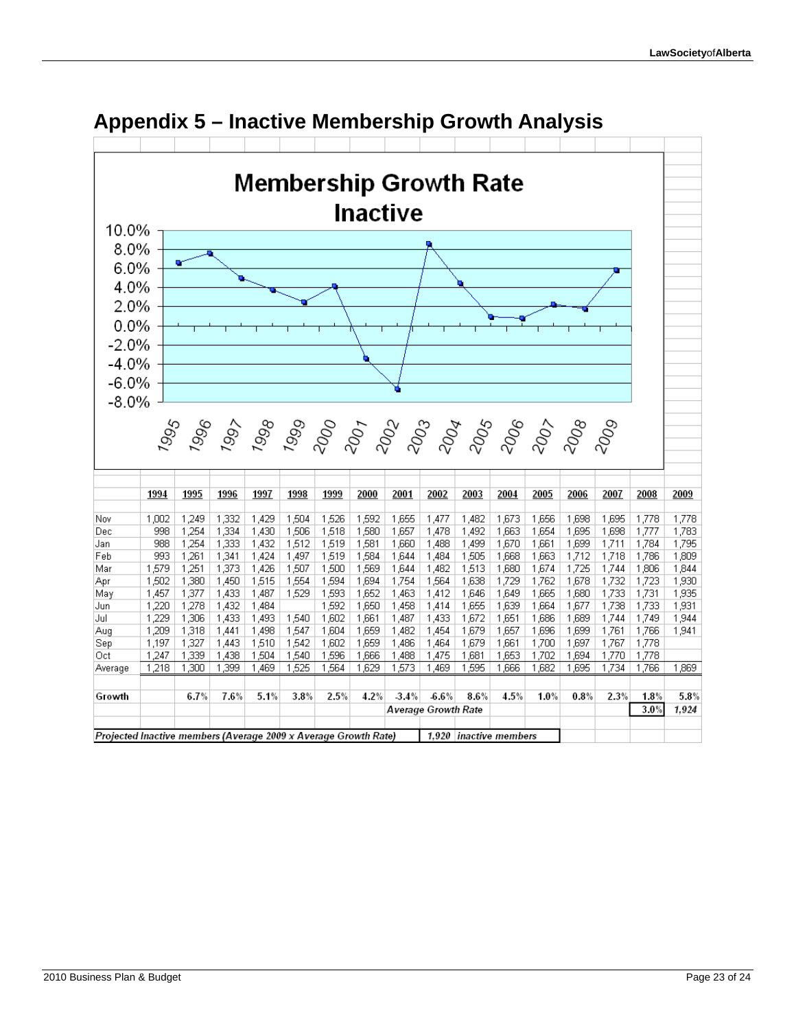## Appendix 5 – Inactive Membership Growth Analysis

**Membership Growth Rate Inactive**

| | 1994 | 1995 | 1996 | 1997 | 1998 | 1999 | 2000 | 2001 | 2002 | 2003 | 2004 | 2005 | 2006 | 2007 | 2008 | 2009 |
|---|---|---|---|---|---|---|---|---|---|---|---|---|---|---|---|---|
| Nov | 1,002 | 1,249 | 1,332 | 1,429 | 1,504 | 1,526 | 1,592 | 1,655 | 1,477 | 1,482 | 1,673 | 1,656 | 1,698 | 1,695 | 1,778 | 1,778 |
| Dec | 998 | 1,254 | 1,334 | 1,430 | 1,506 | 1,518 | 1,580 | 1,657 | 1,478 | 1,492 | 1,663 | 1,654 | 1,695 | 1,698 | 1,777 | 1,783 |
| Jan | 988 | 1,254 | 1,333 | 1,432 | 1,512 | 1,519 | 1,581 | 1,660 | 1,488 | 1,499 | 1,670 | 1,661 | 1,699 | 1,711 | 1,784 | 1,795 |
| Feb | 993 | 1,261 | 1,341 | 1,424 | 1,497 | 1,519 | 1,584 | 1,644 | 1,484 | 1,505 | 1,668 | 1,663 | 1,712 | 1,718 | 1,786 | 1,809 |
| Mar | 1,579 | 1,251 | 1,373 | 1,426 | 1,507 | 1,500 | 1,569 | 1,644 | 1,482 | 1,513 | 1,680 | 1,674 | 1,725 | 1,744 | 1,806 | 1,844 |
| Apr | 1,502 | 1,380 | 1,450 | 1,515 | 1,554 | 1,594 | 1,694 | 1,754 | 1,564 | 1,638 | 1,729 | 1,762 | 1,678 | 1,732 | 1,723 | 1,930 |
| May | 1,457 | 1,377 | 1,433 | 1,487 | 1,529 | 1,593 | 1,652 | 1,463 | 1,412 | 1,646 | 1,649 | 1,665 | 1,680 | 1,733 | 1,731 | 1,935 |
| Jun | 1,220 | 1,278 | 1,432 | 1,484 | | 1,592 | 1,650 | 1,458 | 1,414 | 1,655 | 1,639 | 1,664 | 1,677 | 1,738 | 1,733 | 1,931 |
| Jul | 1,229 | 1,306 | 1,433 | 1,493 | 1,540 | 1,602 | 1,661 | 1,487 | 1,433 | 1,672 | 1,651 | 1,686 | 1,689 | 1,744 | 1,749 | 1,944 |
| Aug | 1,209 | 1,318 | 1,441 | 1,498 | 1,547 | 1,604 | 1,659 | 1,482 | 1,454 | 1,679 | 1,657 | 1,696 | 1,699 | 1,761 | 1,766 | 1,941 |
| Sep | 1,197 | 1,327 | 1,443 | 1,510 | 1,542 | 1,602 | 1,659 | 1,486 | 1,464 | 1,679 | 1,661 | 1,700 | 1,697 | 1,767 | 1,778 | |
| Oct | 1,247 | 1,339 | 1,438 | 1,504 | 1,540 | 1,596 | 1,666 | 1,488 | 1,475 | 1,681 | 1,653 | 1,702 | 1,694 | 1,770 | 1,778 | |
| Average | 1,218 | 1,300 | 1,399 | 1,469 | 1,525 | 1,564 | 1,629 | 1,573 | 1,469 | 1,595 | 1,666 | 1,682 | 1,695 | 1,734 | 1,766 | 1,869 |
| Growth | | 6.7% | 7.6% | 5.1% | 3.8% | 2.5% | 4.2% | -3.4% | -6.6% | 8.6% | 4.5% | 1.0% | 0.8% | 2.3% | 1.8% | 5.8% |
| | | | | | | | | *Average Growth Rate* | | | | | | | 3.0% | *1,924* |

*Projected Inactive members (Average 2009 x Average Growth Rate)* **1,920** *inactive members*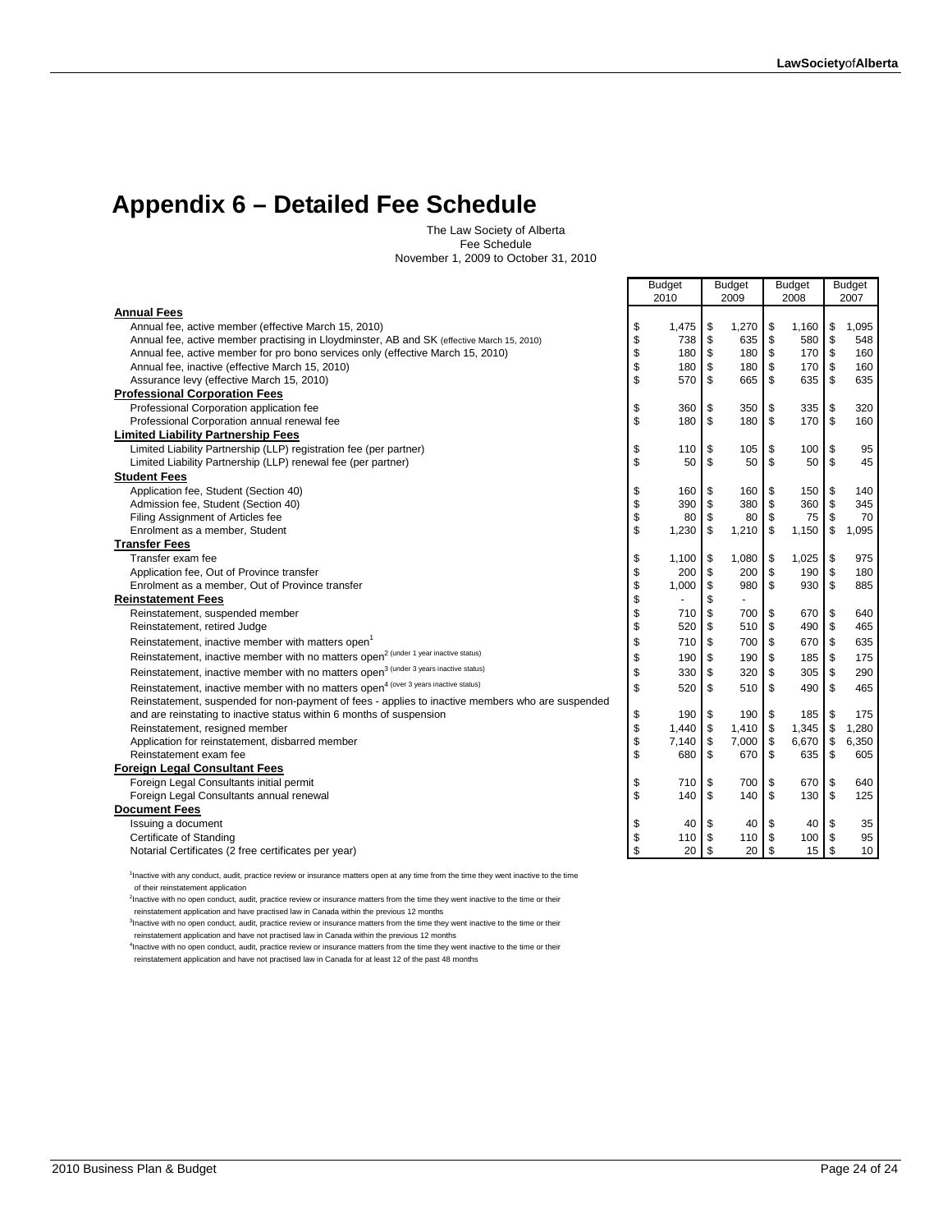# Appendix 6 – Detailed Fee Schedule

The Law Society of Alberta
Fee Schedule
November 1, 2009 to October 31, 2010

| | Budget 2010 | Budget 2009 | Budget 2008 | Budget 2007 |
|---|---|---|---|---|
| **Annual Fees** | | | | |
| Annual fee, active member (effective March 15, 2010) | $ 1,475 | $ 1,270 | $ 1,160 | $ 1,095 |
| Annual fee, active member practising in Lloydminster, AB and SK (effective March 15, 2010) | $ 738 | $ 635 | $ 580 | $ 548 |
| Annual fee, active member for pro bono services only (effective March 15, 2010) | $ 180 | $ 180 | $ 170 | $ 160 |
| Annual fee, inactive (effective March 15, 2010) | $ 180 | $ 180 | $ 170 | $ 160 |
| Assurance levy (effective March 15, 2010) | $ 570 | $ 665 | $ 635 | $ 635 |
| **Professional Corporation Fees** | | | | |
| Professional Corporation application fee | $ 360 | $ 350 | $ 335 | $ 320 |
| Professional Corporation annual renewal fee | $ 180 | $ 180 | $ 170 | $ 160 |
| **Limited Liability Partnership Fees** | | | | |
| Limited Liability Partnership (LLP) registration fee (per partner) | $ 110 | $ 105 | $ 100 | $ 95 |
| Limited Liability Partnership (LLP) renewal fee (per partner) | $ 50 | $ 50 | $ 50 | $ 45 |
| **Student Fees** | | | | |
| Application fee, Student (Section 40) | $ 160 | $ 160 | $ 150 | $ 140 |
| Admission fee, Student (Section 40) | $ 390 | $ 380 | $ 360 | $ 345 |
| Filing Assignment of Articles fee | $ 80 | $ 80 | $ 75 | $ 70 |
| Enrolment as a member, Student | $ 1,230 | $ 1,210 | $ 1,150 | $ 1,095 |
| **Transfer Fees** | | | | |
| Transfer exam fee | $ 1,100 | $ 1,080 | $ 1,025 | $ 975 |
| Application fee, Out of Province transfer | $ 200 | $ 200 | $ 190 | $ 180 |
| Enrolment as a member, Out of Province transfer | $ 1,000 | $ 980 | $ 930 | $ 885 |
| **Reinstatement Fees** | $ - | $ - | | |
| Reinstatement, suspended member | $ 710 | $ 700 | $ 670 | $ 640 |
| Reinstatement, retired Judge | $ 520 | $ 510 | $ 490 | $ 465 |
| Reinstatement, inactive member with matters open[1] | $ 710 | $ 700 | $ 670 | $ 635 |
| Reinstatement, inactive member with no matters open[2] (under 1 year inactive status) | $ 190 | $ 190 | $ 185 | $ 175 |
| Reinstatement, inactive member with no matters open[3] (under 3 years inactive status) | $ 330 | $ 320 | $ 305 | $ 290 |
| Reinstatement, inactive member with no matters open[4] (over 3 years inactive status) | $ 520 | $ 510 | $ 490 | $ 465 |
| Reinstatement, suspended for non-payment of fees - applies to inactive members who are suspended and are reinstating to inactive status within 6 months of suspension | $ 190 | $ 190 | $ 185 | $ 175 |
| Reinstatement, resigned member | $ 1,440 | $ 1,410 | $ 1,345 | $ 1,280 |
| Application for reinstatement, disbarred member | $ 7,140 | $ 7,000 | $ 6,670 | $ 6,350 |
| Reinstatement exam fee | $ 680 | $ 670 | $ 635 | $ 605 |
| **Foreign Legal Consultant Fees** | | | | |
| Foreign Legal Consultants initial permit | $ 710 | $ 700 | $ 670 | $ 640 |
| Foreign Legal Consultants annual renewal | $ 140 | $ 140 | $ 130 | $ 125 |
| **Document Fees** | | | | |
| Issuing a document | $ 40 | $ 40 | $ 40 | $ 35 |
| Certificate of Standing | $ 110 | $ 110 | $ 100 | $ 95 |
| Notarial Certificates (2 free certificates per year) | $ 20 | $ 20 | $ 15 | $ 10 |

[1]Inactive with any conduct, audit, practice review or insurance matters open at any time from the time they went inactive to the time of their reinstatement application

[2]Inactive with no open conduct, audit, practice review or insurance matters from the time they went inactive to the time or their reinstatement application and have practised law in Canada within the previous 12 months

[3]Inactive with no open conduct, audit, practice review or insurance matters from the time they went inactive to the time or their reinstatement application and have not practised law in Canada within the previous 12 months

[4]Inactive with no open conduct, audit, practice review or insurance matters from the time they went inactive to the time or their reinstatement application and have not practised law in Canada for at least 12 of the past 48 months